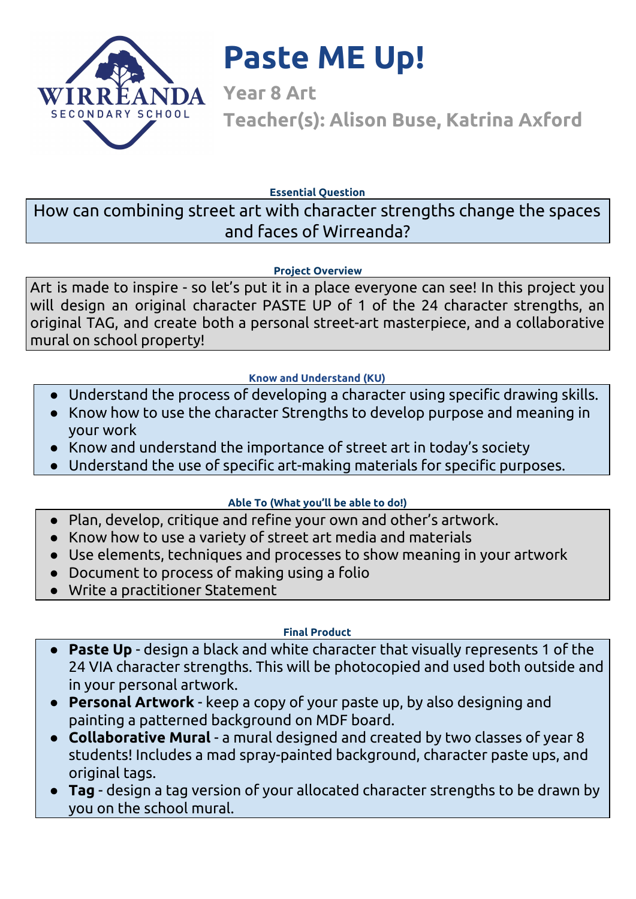# Paste ME Up!

## Year 8 Art

## Teacher(s): Alison Buse, Katrina Axford

**Essential Question**

How can combining street art with character strengths change the spaces and faces of Wirreanda?

**Project Overview**

Art is made to inspire - so let's put it in a place everyone can see! In this project you will design an original character PASTE UP of 1 of the 24 character strengths, an original TAG, and create both a personal street-art masterpiece, and a collaborative mural on school property!

**Know and Understand (KU)**

- Understand the process of developing a character using specific drawing skills.
- Know how to use the character Strengths to develop purpose and meaning in your work
- Know and understand the importance of street art in today's society
- Understand the use of specific art-making materials for specific purposes.

**Able To (What you'll be able to do!)**

- Plan, develop, critique and refine your own and other's artwork.
- Know how to use a variety of street art media and materials
- Use elements, techniques and processes to show meaning in your artwork
- Document to process of making using a folio
- Write a practitioner Statement

**Final Product**

- **Paste Up** - design a black and white character that visually represents 1 of the 24 VIA character strengths. This will be photocopied and used both outside and in your personal artwork.
- **Personal Artwork** - keep a copy of your paste up, by also designing and painting a patterned background on MDF board.
- **Collaborative Mural** - a mural designed and created by two classes of year 8 students! Includes a mad spray-painted background, character paste ups, and original tags.
- **Tag** - design a tag version of your allocated character strengths to be drawn by you on the school mural.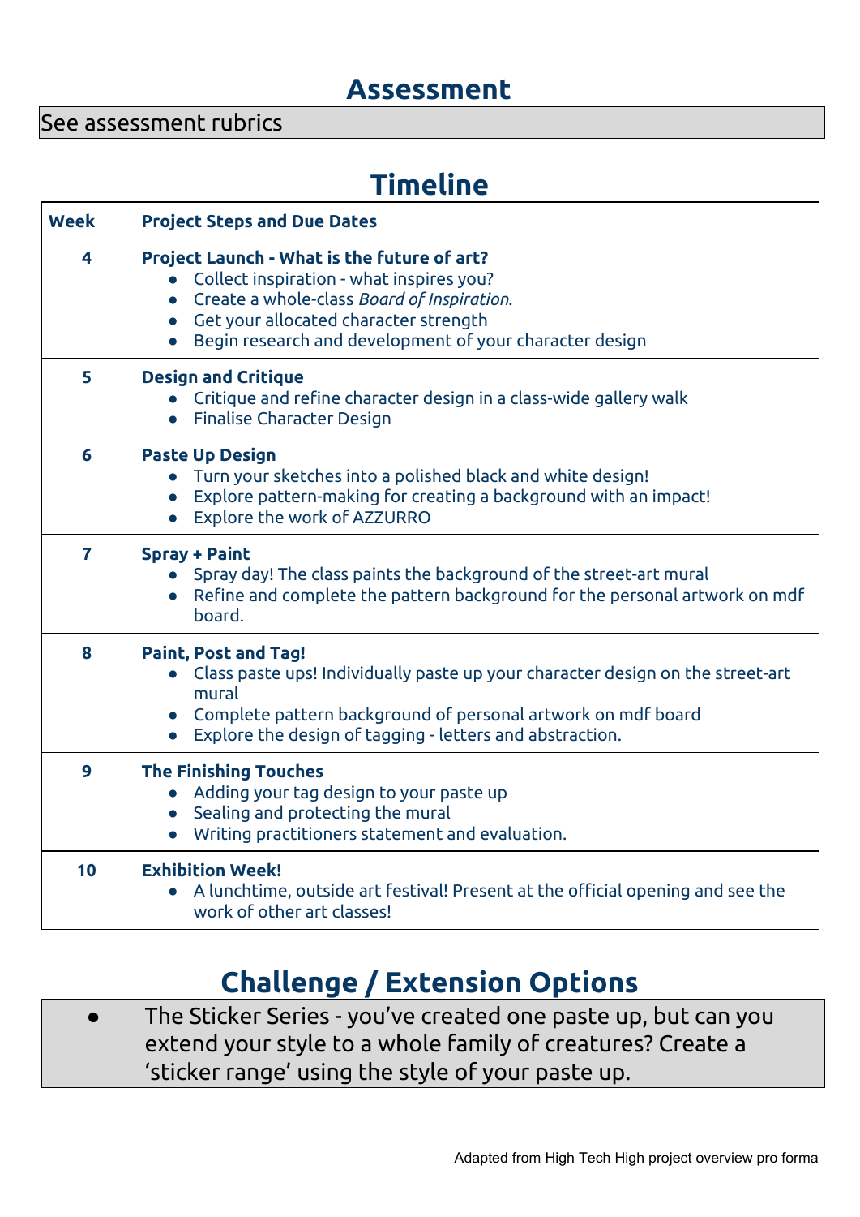## Assessment

See assessment rubrics

## Timeline

| Week | Project Steps and Due Dates |
|---|---|
| 4 | **Project Launch - What is the future of art?**<br>• Collect inspiration - what inspires you?<br>• Create a whole-class *Board of Inspiration*.<br>• Get your allocated character strength<br>• Begin research and development of your character design |
| 5 | **Design and Critique**<br>• Critique and refine character design in a class-wide gallery walk<br>• Finalise Character Design |
| 6 | **Paste Up Design**<br>• Turn your sketches into a polished black and white design!<br>• Explore pattern-making for creating a background with an impact!<br>• Explore the work of AZZURRO |
| 7 | **Spray + Paint**<br>• Spray day! The class paints the background of the street-art mural<br>• Refine and complete the pattern background for the personal artwork on mdf board. |
| 8 | **Paint, Post and Tag!**<br>• Class paste ups! Individually paste up your character design on the street-art mural<br>• Complete pattern background of personal artwork on mdf board<br>• Explore the design of tagging - letters and abstraction. |
| 9 | **The Finishing Touches**<br>• Adding your tag design to your paste up<br>• Sealing and protecting the mural<br>• Writing practitioners statement and evaluation. |
| 10 | **Exhibition Week!**<br>• A lunchtime, outside art festival! Present at the official opening and see the work of other art classes! |

## Challenge / Extension Options

- The Sticker Series - you've created one paste up, but can you extend your style to a whole family of creatures? Create a 'sticker range' using the style of your paste up.

Adapted from High Tech High project overview pro forma